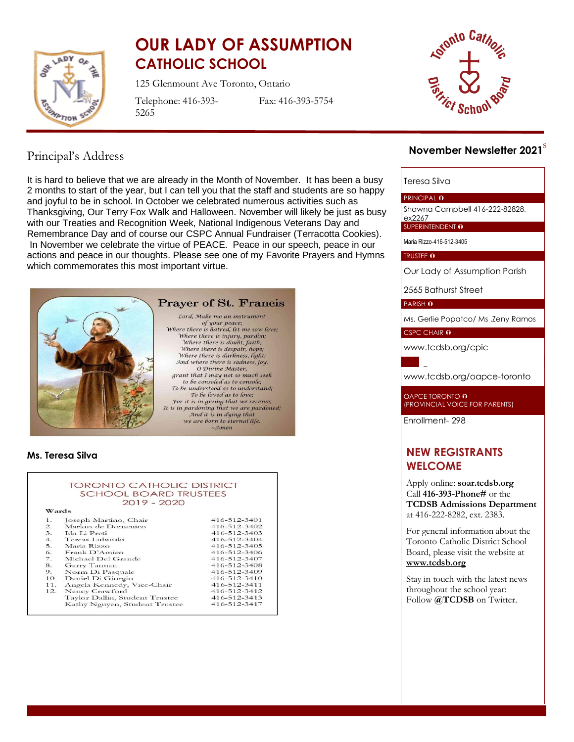# OUR LADY OF ASSUMPTION CATHOLIC SCHOOL

125 Glenmount Ave Toronto, Ontario

Telephone: 416-393-5265 Fax: 416-393-5754

## Principal's Address

It is hard to believe that we are already in the Month of November. It has been a busy 2 months to start of the year, but I can tell you that the staff and students are so happy and joyful to be in school. In October we celebrated numerous activities such as Thanksgiving, Our Terry Fox Walk and Halloween. November will likely be just as busy with our Treaties and Recognition Week, National Indigenous Veterans Day and Remembrance Day and of course our CSPC Annual Fundraiser (Terracotta Cookies). In November we celebrate the virtue of PEACE. Peace in our speech, peace in our actions and peace in our thoughts. Please see one of my Favorite Prayers and Hymns which commemorates this most important virtue.

### Prayer of St. Francis

*Lord, Make me an instrument*
*of your peace;*
*Where there is hatred, let me sow love;*
*Where there is injury, pardon;*
*Where there is doubt, faith;*
*Where there is despair, hope;*
*Where there is darkness, light;*
*And where there is sadness, joy.*
*O Divine Master,*
*grant that I may not so much seek*
*to be consoled as to console;*
*To be understood as to understand;*
*To be loved as to love;*
*For it is in giving that we receive;*
*It is in pardoning that we are pardoned;*
*And it is in dying that*
*we are born to eternal life.*
*~Amen*

**Ms. Teresa Silva**

### TORONTO CATHOLIC DISTRICT SCHOOL BOARD TRUSTEES 2019 - 2020

| Wards | | |
|---|---|---|
| 1. | Joseph Martino, Chair | 416-512-3401 |
| 2. | Markus de Domenico | 416-512-3402 |
| 3. | Ida Li Preti | 416-512-3403 |
| 4. | Teresa Lubinski | 416-512-3404 |
| 5. | Maria Rizzo | 416-512-3405 |
| 6. | Frank D'Amico | 416-512-3406 |
| 7. | Michael Del Grande | 416-512-3407 |
| 8. | Garry Tanuan | 416-512-3408 |
| 9. | Norm Di Pasquale | 416-512-3409 |
| 10. | Daniel Di Giorgio | 416-512-3410 |
| 11. | Angela Kennedy, Vice-Chair | 416-512-3411 |
| 12. | Nancy Crawford | 416-512-3412 |
| | Taylor Dallin, Student Trustee | 416-512-3413 |
| | Kathy Nguyen, Student Trustee | 416-512-3417 |

## November Newsletter 2021

Teresa Silva
PRINCIPAL

Shawna Campbell 416-222-82828, ex2267
SUPERINTENDENT

Maria Rizzo-416-512-3405
TRUSTEE

Our Lady of Assumption Parish
2565 Bathurst Street
PARISH

Ms. Gerlie Popatco/ Ms .Zeny Ramos
CSPC CHAIR

www.tcdsb.org/cpic

www.tcdsb.org/oapce-toronto
OAPCE TORONTO
(PROVINCIAL VOICE FOR PARENTS)

Enrollment- 298

## NEW REGISTRANTS WELCOME

Apply online: **soar.tcdsb.org**
Call **416-393-Phone#** or the **TCDSB Admissions Department** at 416-222-8282, ext. 2383.

For general information about the Toronto Catholic District School Board, please visit the website at **www.tcdsb.org**

Stay in touch with the latest news throughout the school year: Follow **@TCDSB** on Twitter.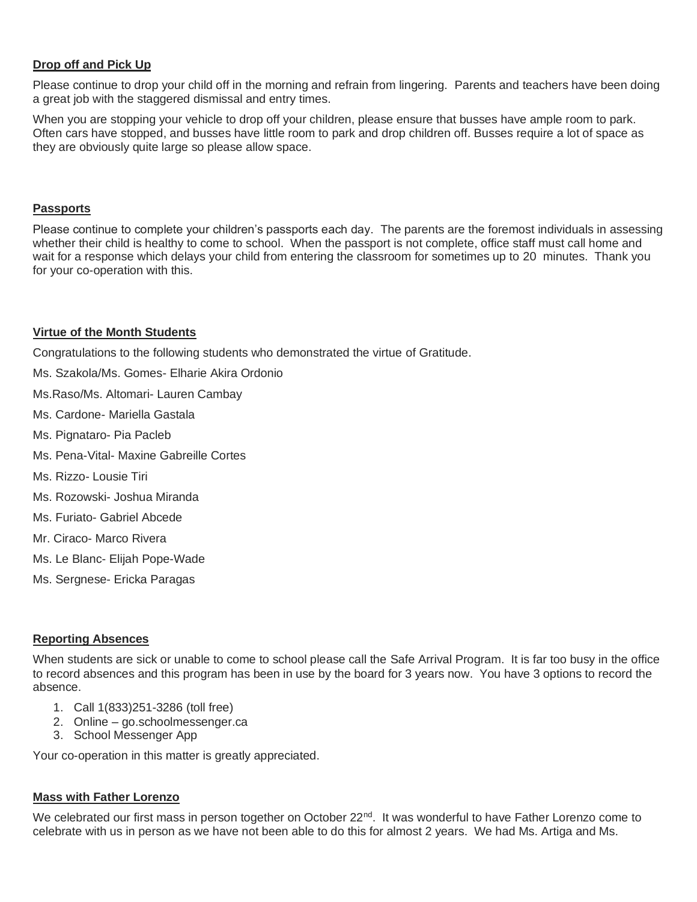**Drop off and Pick Up**

Please continue to drop your child off in the morning and refrain from lingering.  Parents and teachers have been doing a great job with the staggered dismissal and entry times.

When you are stopping your vehicle to drop off your children, please ensure that busses have ample room to park. Often cars have stopped, and busses have little room to park and drop children off. Busses require a lot of space as they are obviously quite large so please allow space.

**Passports**

Please continue to complete your children's passports each day.  The parents are the foremost individuals in assessing whether their child is healthy to come to school.  When the passport is not complete, office staff must call home and wait for a response which delays your child from entering the classroom for sometimes up to 20  minutes.  Thank you for your co-operation with this.

**Virtue of the Month Students**

Congratulations to the following students who demonstrated the virtue of Gratitude.

Ms. Szakola/Ms. Gomes- Elharie Akira Ordonio

Ms.Raso/Ms. Altomari- Lauren Cambay

Ms. Cardone- Mariella Gastala

Ms. Pignataro- Pia Pacleb

Ms. Pena-Vital- Maxine Gabreille Cortes

Ms. Rizzo- Lousie Tiri

Ms. Rozowski- Joshua Miranda

Ms. Furiato- Gabriel Abcede

Mr. Ciraco- Marco Rivera

Ms. Le Blanc- Elijah Pope-Wade

Ms. Sergnese- Ericka Paragas

**Reporting Absences**

When students are sick or unable to come to school please call the Safe Arrival Program.  It is far too busy in the office to record absences and this program has been in use by the board for 3 years now.  You have 3 options to record the absence.

1. Call 1(833)251-3286 (toll free)
2. Online – go.schoolmessenger.ca
3. School Messenger App

Your co-operation in this matter is greatly appreciated.

**Mass with Father Lorenzo**

We celebrated our first mass in person together on October 22nd.  It was wonderful to have Father Lorenzo come to celebrate with us in person as we have not been able to do this for almost 2 years.  We had Ms. Artiga and Ms.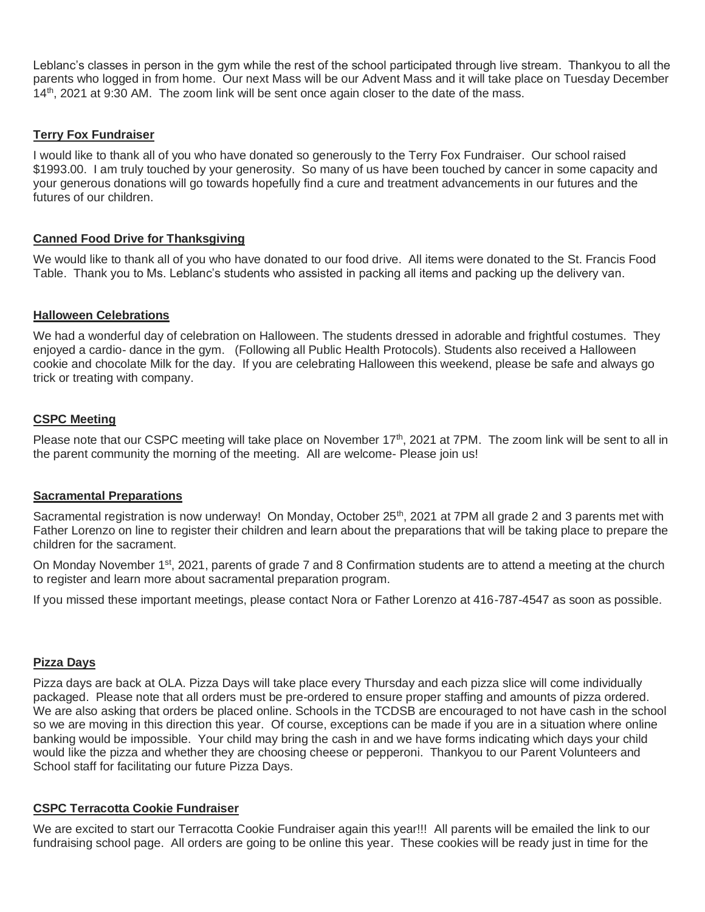Leblanc's classes in person in the gym while the rest of the school participated through live stream. Thankyou to all the parents who logged in from home. Our next Mass will be our Advent Mass and it will take place on Tuesday December 14th, 2021 at 9:30 AM. The zoom link will be sent once again closer to the date of the mass.

## Terry Fox Fundraiser

I would like to thank all of you who have donated so generously to the Terry Fox Fundraiser. Our school raised $1993.00. I am truly touched by your generosity. So many of us have been touched by cancer in some capacity and your generous donations will go towards hopefully find a cure and treatment advancements in our futures and the futures of our children.

## Canned Food Drive for Thanksgiving

We would like to thank all of you who have donated to our food drive. All items were donated to the St. Francis Food Table. Thank you to Ms. Leblanc's students who assisted in packing all items and packing up the delivery van.

## Halloween Celebrations

We had a wonderful day of celebration on Halloween. The students dressed in adorable and frightful costumes. They enjoyed a cardio- dance in the gym. (Following all Public Health Protocols). Students also received a Halloween cookie and chocolate Milk for the day. If you are celebrating Halloween this weekend, please be safe and always go trick or treating with company.

## CSPC Meeting

Please note that our CSPC meeting will take place on November 17th, 2021 at 7PM. The zoom link will be sent to all in the parent community the morning of the meeting. All are welcome- Please join us!

## Sacramental Preparations

Sacramental registration is now underway! On Monday, October 25th, 2021 at 7PM all grade 2 and 3 parents met with Father Lorenzo on line to register their children and learn about the preparations that will be taking place to prepare the children for the sacrament.

On Monday November 1st, 2021, parents of grade 7 and 8 Confirmation students are to attend a meeting at the church to register and learn more about sacramental preparation program.

If you missed these important meetings, please contact Nora or Father Lorenzo at 416-787-4547 as soon as possible.

## Pizza Days

Pizza days are back at OLA. Pizza Days will take place every Thursday and each pizza slice will come individually packaged. Please note that all orders must be pre-ordered to ensure proper staffing and amounts of pizza ordered. We are also asking that orders be placed online. Schools in the TCDSB are encouraged to not have cash in the school so we are moving in this direction this year. Of course, exceptions can be made if you are in a situation where online banking would be impossible. Your child may bring the cash in and we have forms indicating which days your child would like the pizza and whether they are choosing cheese or pepperoni. Thankyou to our Parent Volunteers and School staff for facilitating our future Pizza Days.

## CSPC Terracotta Cookie Fundraiser

We are excited to start our Terracotta Cookie Fundraiser again this year!!! All parents will be emailed the link to our fundraising school page. All orders are going to be online this year. These cookies will be ready just in time for the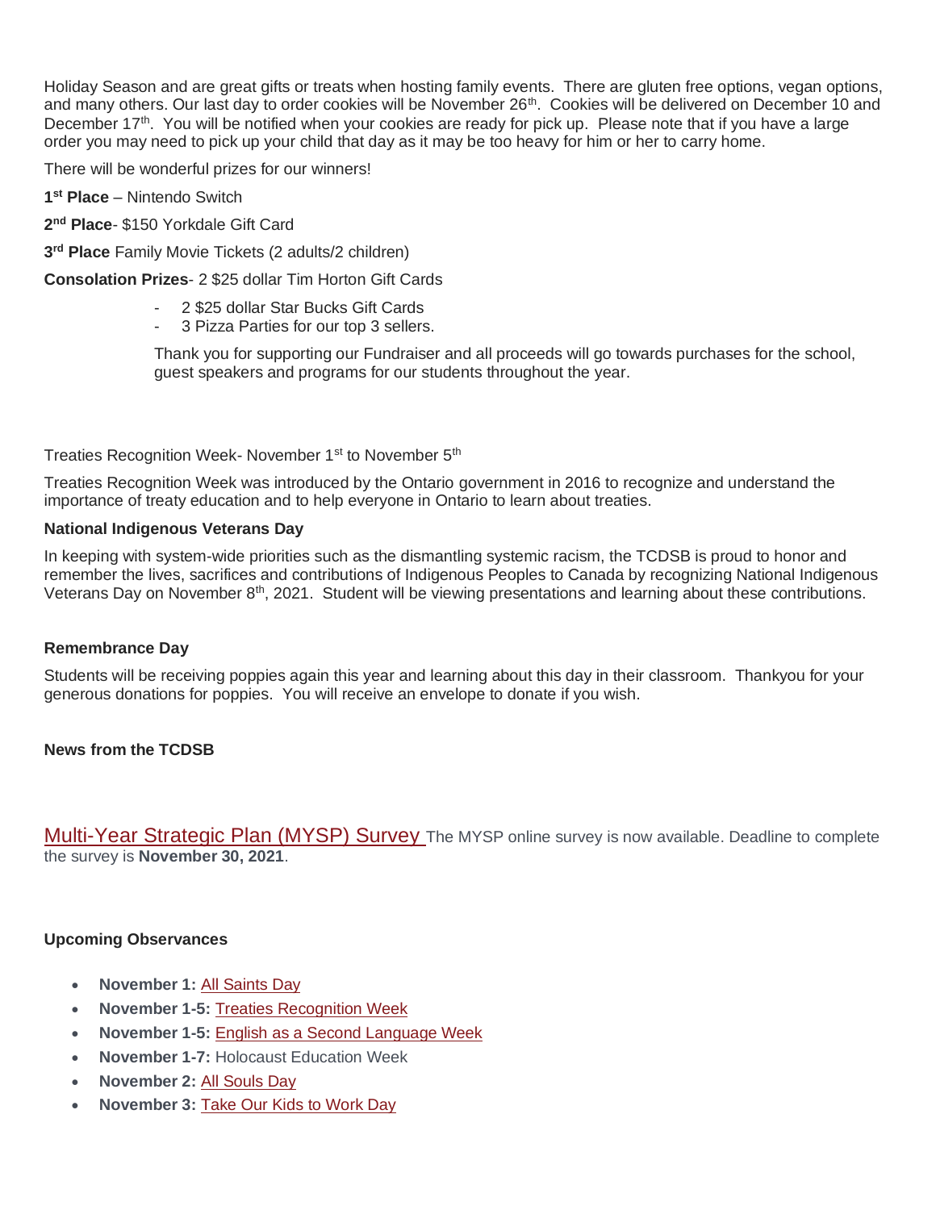Holiday Season and are great gifts or treats when hosting family events. There are gluten free options, vegan options, and many others. Our last day to order cookies will be November 26th. Cookies will be delivered on December 10 and December 17th. You will be notified when your cookies are ready for pick up. Please note that if you have a large order you may need to pick up your child that day as it may be too heavy for him or her to carry home.

There will be wonderful prizes for our winners!

**1st Place** – Nintendo Switch

**2nd Place**- $150 Yorkdale Gift Card

**3rd Place** Family Movie Tickets (2 adults/2 children)

**Consolation Prizes**- 2 $25 dollar Tim Horton Gift Cards

- 2 $25 dollar Star Bucks Gift Cards
- 3 Pizza Parties for our top 3 sellers.

Thank you for supporting our Fundraiser and all proceeds will go towards purchases for the school, guest speakers and programs for our students throughout the year.

Treaties Recognition Week- November 1st to November 5th

Treaties Recognition Week was introduced by the Ontario government in 2016 to recognize and understand the importance of treaty education and to help everyone in Ontario to learn about treaties.

**National Indigenous Veterans Day**

In keeping with system-wide priorities such as the dismantling systemic racism, the TCDSB is proud to honor and remember the lives, sacrifices and contributions of Indigenous Peoples to Canada by recognizing National Indigenous Veterans Day on November 8th, 2021. Student will be viewing presentations and learning about these contributions.

**Remembrance Day**

Students will be receiving poppies again this year and learning about this day in their classroom. Thankyou for your generous donations for poppies. You will receive an envelope to donate if you wish.

**News from the TCDSB**

Multi-Year Strategic Plan (MYSP) Survey The MYSP online survey is now available. Deadline to complete the survey is **November 30, 2021**.

**Upcoming Observances**

- **November 1:** All Saints Day
- **November 1-5:** Treaties Recognition Week
- **November 1-5:** English as a Second Language Week
- **November 1-7:** Holocaust Education Week
- **November 2:** All Souls Day
- **November 3:** Take Our Kids to Work Day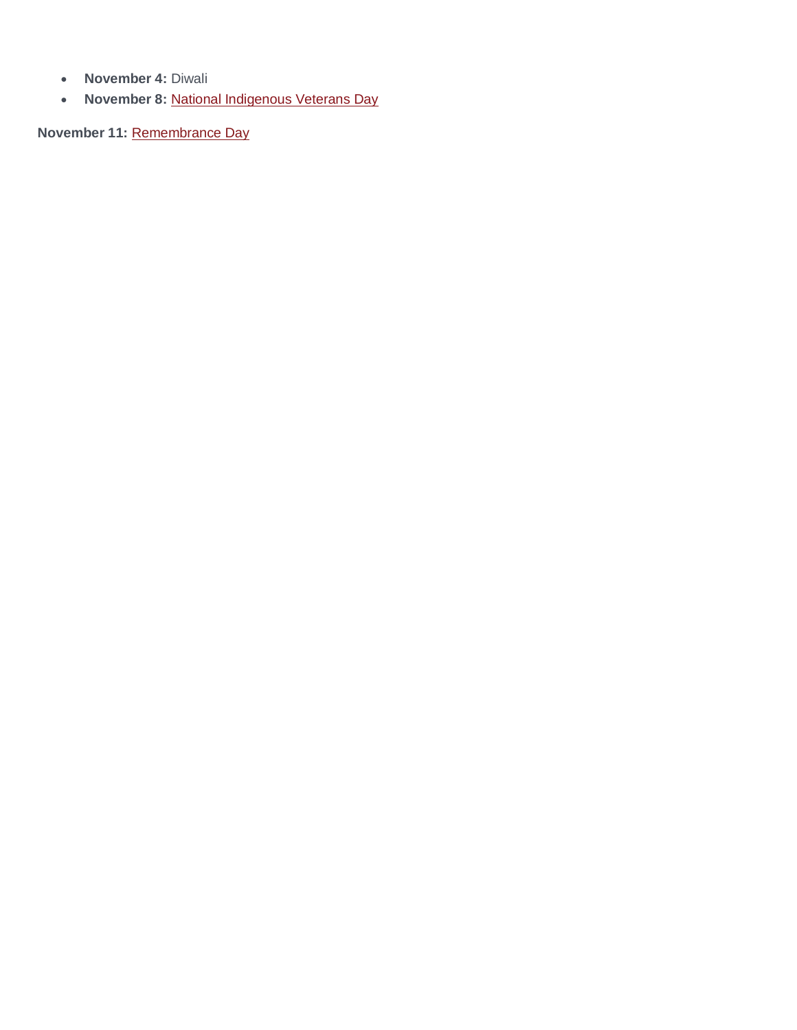- **November 4:** Diwali
- **November 8:** National Indigenous Veterans Day

**November 11:** Remembrance Day